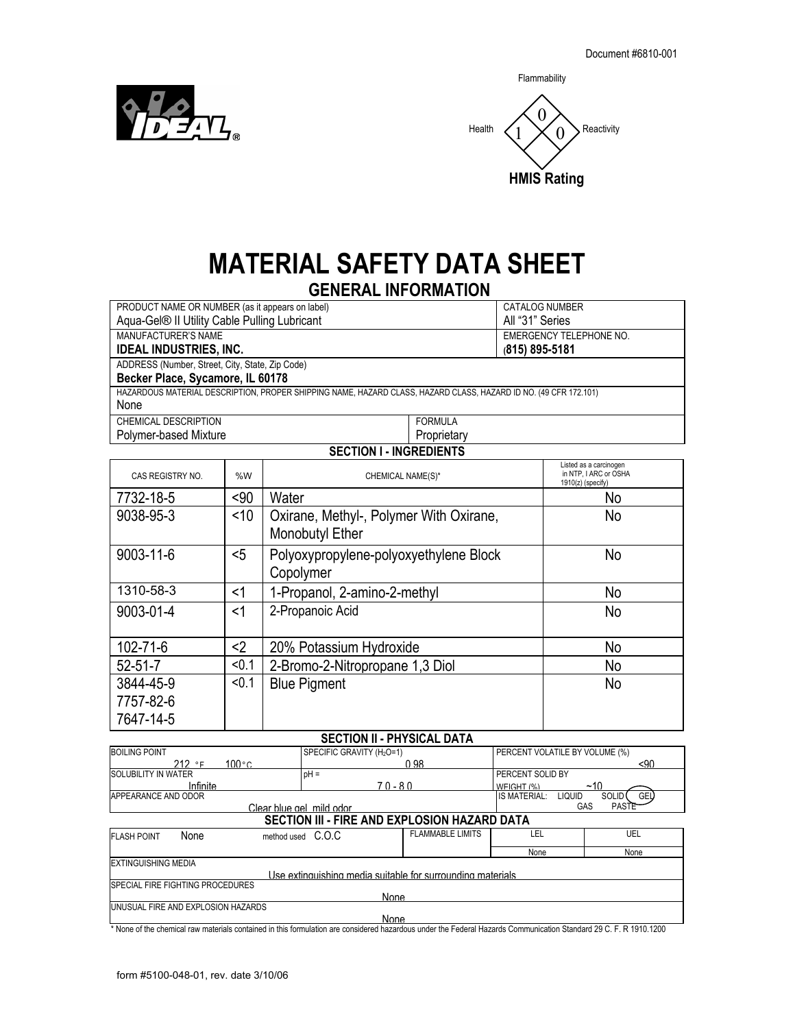Document #6810-001

Flammability

Health 1 | Flammability 0 | Reactivity 0

**HMIS Rating**

# MATERIAL SAFETY DATA SHEET

## GENERAL INFORMATION

| | |
|---|---|
| PRODUCT NAME OR NUMBER (as it appears on label)<br>Aqua-Gel® II Utility Cable Pulling Lubricant | CATALOG NUMBER<br>All "31" Series |
| MANUFACTURER'S NAME<br>**IDEAL INDUSTRIES, INC.** | EMERGENCY TELEPHONE NO.<br>**(815) 895-5181** |
| ADDRESS (Number, Street, City, State, Zip Code)<br>**Becker Place, Sycamore, IL 60178** | |
| HAZARDOUS MATERIAL DESCRIPTION, PROPER SHIPPING NAME, HAZARD CLASS, HAZARD CLASS, HAZARD ID NO. (49 CFR 172.101)<br>None | |
| CHEMICAL DESCRIPTION<br>Polymer-based Mixture | FORMULA<br>Proprietary |

## SECTION I - INGREDIENTS

| CAS REGISTRY NO. | %W | CHEMICAL NAME(S)* | Listed as a carcinogen in NTP, I ARC or OSHA 1910(z) (specify) |
|---|---|---|---|
| 7732-18-5 | <90 | Water | No |
| 9038-95-3 | <10 | Oxirane, Methyl-, Polymer With Oxirane, Monobutyl Ether | No |
| 9003-11-6 | <5 | Polyoxypropylene-polyoxyethylene Block Copolymer | No |
| 1310-58-3 | <1 | 1-Propanol, 2-amino-2-methyl | No |
| 9003-01-4 | <1 | 2-Propanoic Acid | No |
| 102-71-6 | <2 | 20% Potassium Hydroxide | No |
| 52-51-7 | <0.1 | 2-Bromo-2-Nitropropane 1,3 Diol | No |
| 3844-45-9<br>7757-82-6<br>7647-14-5 | <0.1 | Blue Pigment | No |

## SECTION II - PHYSICAL DATA

| | | |
|---|---|---|
| BOILING POINT<br>212 °F 100 °C | SPECIFIC GRAVITY ($H_2O$=1)<br>0.98 | PERCENT VOLATILE BY VOLUME (%)<br><90 |
| SOLUBILITY IN WATER<br>Infinite | pH =<br>7.0 - 8.0 | PERCENT SOLID BY WEIGHT (%)<br>~10 |
| APPEARANCE AND ODOR<br>Clear blue gel, mild odor | | IS MATERIAL: LIQUID SOLID **GEL** (circled) GAS PASTE |

## SECTION III - FIRE AND EXPLOSION HAZARD DATA

| | | | LEL | UEL |
|---|---|---|---|---|
| FLASH POINT None | method used C.O.C | FLAMMABLE LIMITS | None | None |
| EXTINGUISHING MEDIA<br>Use extinguishing media suitable for surrounding materials | | | | |
| SPECIAL FIRE FIGHTING PROCEDURES<br>None | | | | |
| UNUSUAL FIRE AND EXPLOSION HAZARDS<br>None | | | | |

\* None of the chemical raw materials contained in this formulation are considered hazardous under the Federal Hazards Communication Standard 29 C. F. R 1910.1200

form #5100-048-01, rev. date 3/10/06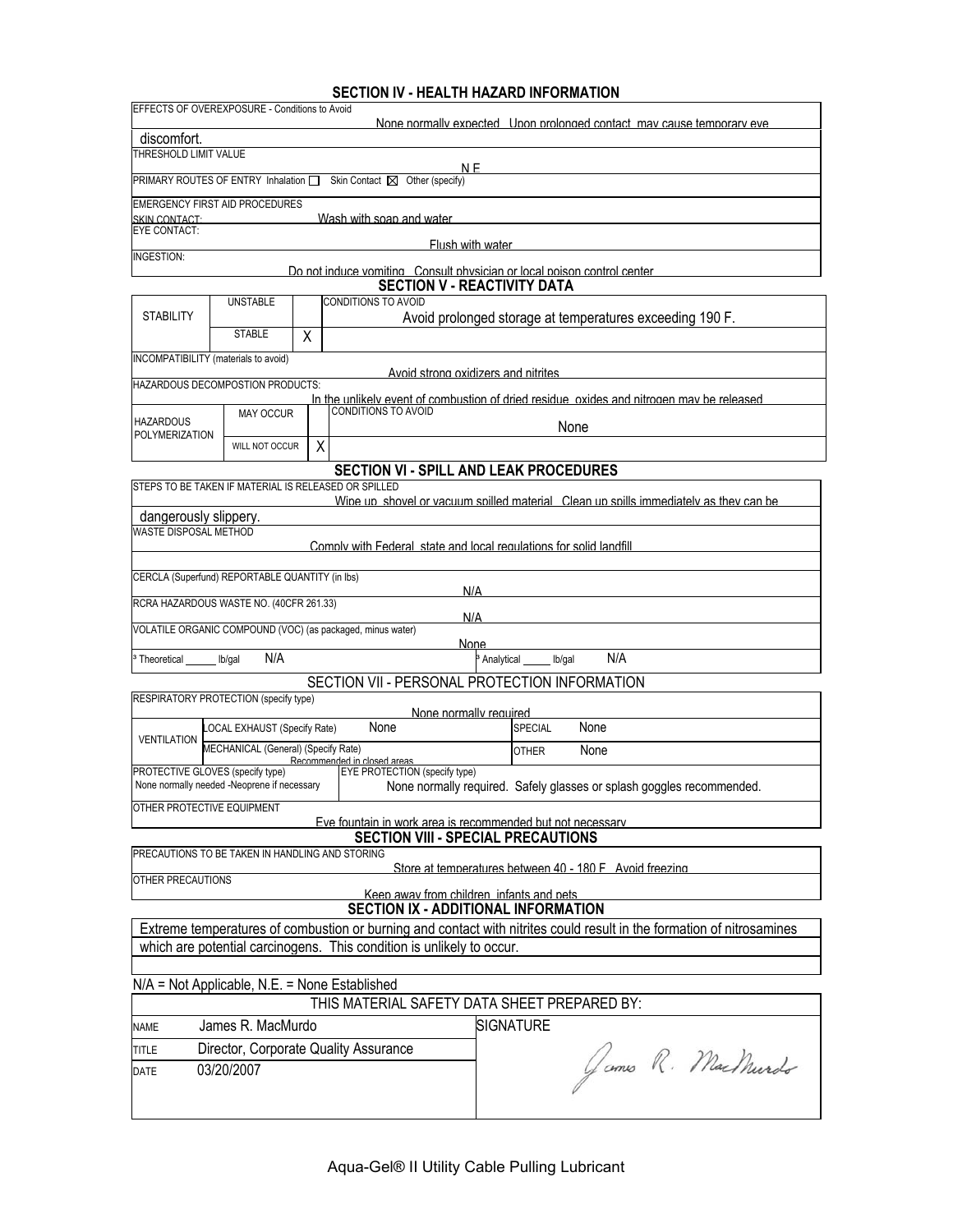## SECTION IV - HEALTH HAZARD INFORMATION

EFFECTS OF OVEREXPOSURE - Conditions to Avoid

None normally expected. Upon prolonged contact, may cause temporary eye discomfort.

THRESHOLD LIMIT VALUE

N.E.

PRIMARY ROUTES OF ENTRY Inhalation ☐ Skin Contact ☒ Other (specify)

EMERGENCY FIRST AID PROCEDURES

SKIN CONTACT: Wash with soap and water

EYE CONTACT: Flush with water

INGESTION: Do not induce vomiting. Consult physician or local poison control center

## SECTION V - REACTIVITY DATA

| | | | |
|---|---|---|---|
| STABILITY | UNSTABLE | | CONDITIONS TO AVOID<br>Avoid prolonged storage at temperatures exceeding 190 F. |
| | STABLE | X | |

INCOMPATIBILITY (materials to avoid)

Avoid strong oxidizers and nitrites

HAZARDOUS DECOMPOSTION PRODUCTS:

In the unlikely event of combustion of dried residue, oxides and nitrogen may be released

| | | | |
|---|---|---|---|
| HAZARDOUS POLYMERIZATION | MAY OCCUR | | CONDITIONS TO AVOID<br>None |
| | WILL NOT OCCUR | X | |

## SECTION VI - SPILL AND LEAK PROCEDURES

STEPS TO BE TAKEN IF MATERIAL IS RELEASED OR SPILLED

Wipe up, shovel or vacuum spilled material. Clean up spills immediately as they can be dangerously slippery.

WASTE DISPOSAL METHOD

Comply with Federal, state and local regulations for solid landfill

CERCLA (Superfund) REPORTABLE QUANTITY (in lbs)

N/A

RCRA HAZARDOUS WASTE NO. (40CFR 261.33)

N/A

VOLATILE ORGANIC COMPOUND (VOC) (as packaged, minus water)

None

³ Theoretical ______ lb/gal N/A ³ Analytical ______ lb/gal N/A

## SECTION VII - PERSONAL PROTECTION INFORMATION

RESPIRATORY PROTECTION (specify type)

None normally required

| | | | | |
|---|---|---|---|---|
| VENTILATION | LOCAL EXHAUST (Specify Rate) | None | SPECIAL | None |
| | MECHANICAL (General) (Specify Rate)<br>Recommended in closed areas | | OTHER | None |

PROTECTIVE GLOVES (specify type)

None normally needed -Neoprene if necessary

EYE PROTECTION (specify type)

None normally required. Safely glasses or splash goggles recommended.

OTHER PROTECTIVE EQUIPMENT

Eye fountain in work area is recommended but not necessary

## SECTION VIII - SPECIAL PRECAUTIONS

PRECAUTIONS TO BE TAKEN IN HANDLING AND STORING

Store at temperatures between 40 - 180 F. Avoid freezing

OTHER PRECAUTIONS

Keep away from children, infants and pets

## SECTION IX - ADDITIONAL INFORMATION

Extreme temperatures of combustion or burning and contact with nitrites could result in the formation of nitrosamines which are potential carcinogens. This condition is unlikely to occur.

N/A = Not Applicable, N.E. = None Established

THIS MATERIAL SAFETY DATA SHEET PREPARED BY:

| | | |
|---|---|---|
| NAME | James R. MacMurdo | SIGNATURE |
| TITLE | Director, Corporate Quality Assurance | James R. MacMurdo |
| DATE | 03/20/2007 | |

Aqua-Gel® II Utility Cable Pulling Lubricant